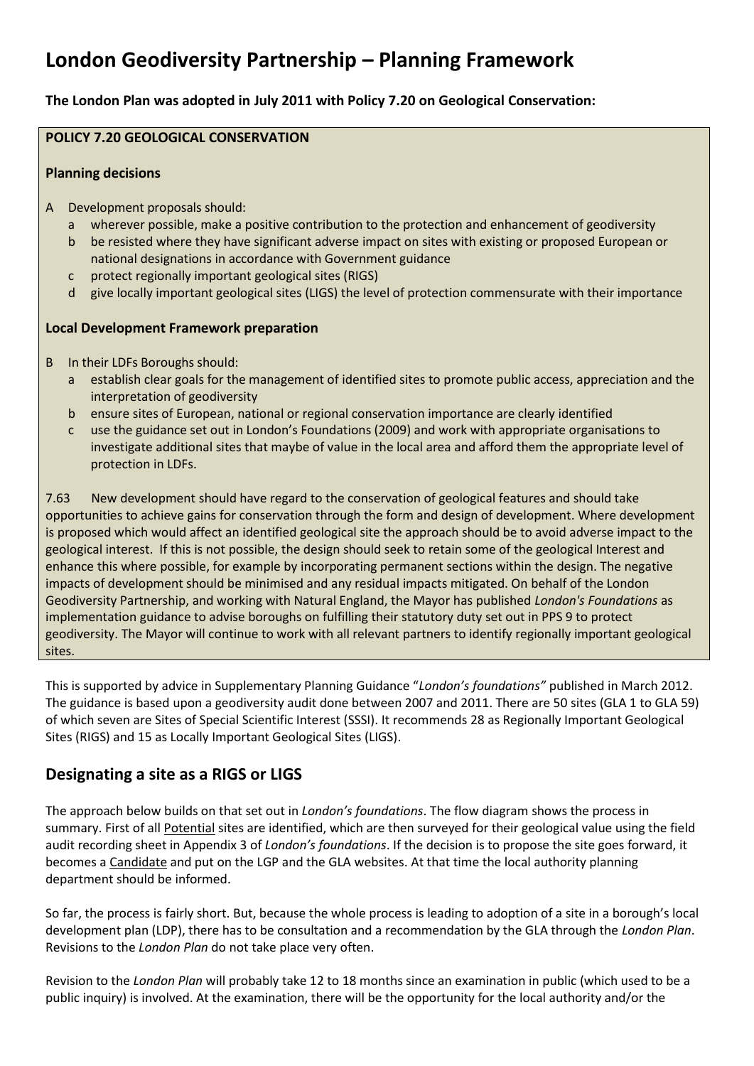# London Geodiversity Partnership – Planning Framework

**The London Plan was adopted in July 2011 with Policy 7.20 on Geological Conservation:**

**POLICY 7.20 GEOLOGICAL CONSERVATION**

**Planning decisions**

A Development proposals should:

- a wherever possible, make a positive contribution to the protection and enhancement of geodiversity
- b be resisted where they have significant adverse impact on sites with existing or proposed European or national designations in accordance with Government guidance
- c protect regionally important geological sites (RIGS)
- d give locally important geological sites (LIGS) the level of protection commensurate with their importance

**Local Development Framework preparation**

B In their LDFs Boroughs should:

- a establish clear goals for the management of identified sites to promote public access, appreciation and the interpretation of geodiversity
- b ensure sites of European, national or regional conservation importance are clearly identified
- c use the guidance set out in London's Foundations (2009) and work with appropriate organisations to investigate additional sites that maybe of value in the local area and afford them the appropriate level of protection in LDFs.

7.63 New development should have regard to the conservation of geological features and should take opportunities to achieve gains for conservation through the form and design of development. Where development is proposed which would affect an identified geological site the approach should be to avoid adverse impact to the geological interest. If this is not possible, the design should seek to retain some of the geological Interest and enhance this where possible, for example by incorporating permanent sections within the design. The negative impacts of development should be minimised and any residual impacts mitigated. On behalf of the London Geodiversity Partnership, and working with Natural England, the Mayor has published *London's Foundations* as implementation guidance to advise boroughs on fulfilling their statutory duty set out in PPS 9 to protect geodiversity. The Mayor will continue to work with all relevant partners to identify regionally important geological sites.

This is supported by advice in Supplementary Planning Guidance "*London's foundations"* published in March 2012. The guidance is based upon a geodiversity audit done between 2007 and 2011. There are 50 sites (GLA 1 to GLA 59) of which seven are Sites of Special Scientific Interest (SSSI). It recommends 28 as Regionally Important Geological Sites (RIGS) and 15 as Locally Important Geological Sites (LIGS).

## Designating a site as a RIGS or LIGS

The approach below builds on that set out in *London's foundations*. The flow diagram shows the process in summary. First of all Potential sites are identified, which are then surveyed for their geological value using the field audit recording sheet in Appendix 3 of *London's foundations*. If the decision is to propose the site goes forward, it becomes a Candidate and put on the LGP and the GLA websites. At that time the local authority planning department should be informed.

So far, the process is fairly short. But, because the whole process is leading to adoption of a site in a borough's local development plan (LDP), there has to be consultation and a recommendation by the GLA through the *London Plan*. Revisions to the *London Plan* do not take place very often.

Revision to the *London Plan* will probably take 12 to 18 months since an examination in public (which used to be a public inquiry) is involved. At the examination, there will be the opportunity for the local authority and/or the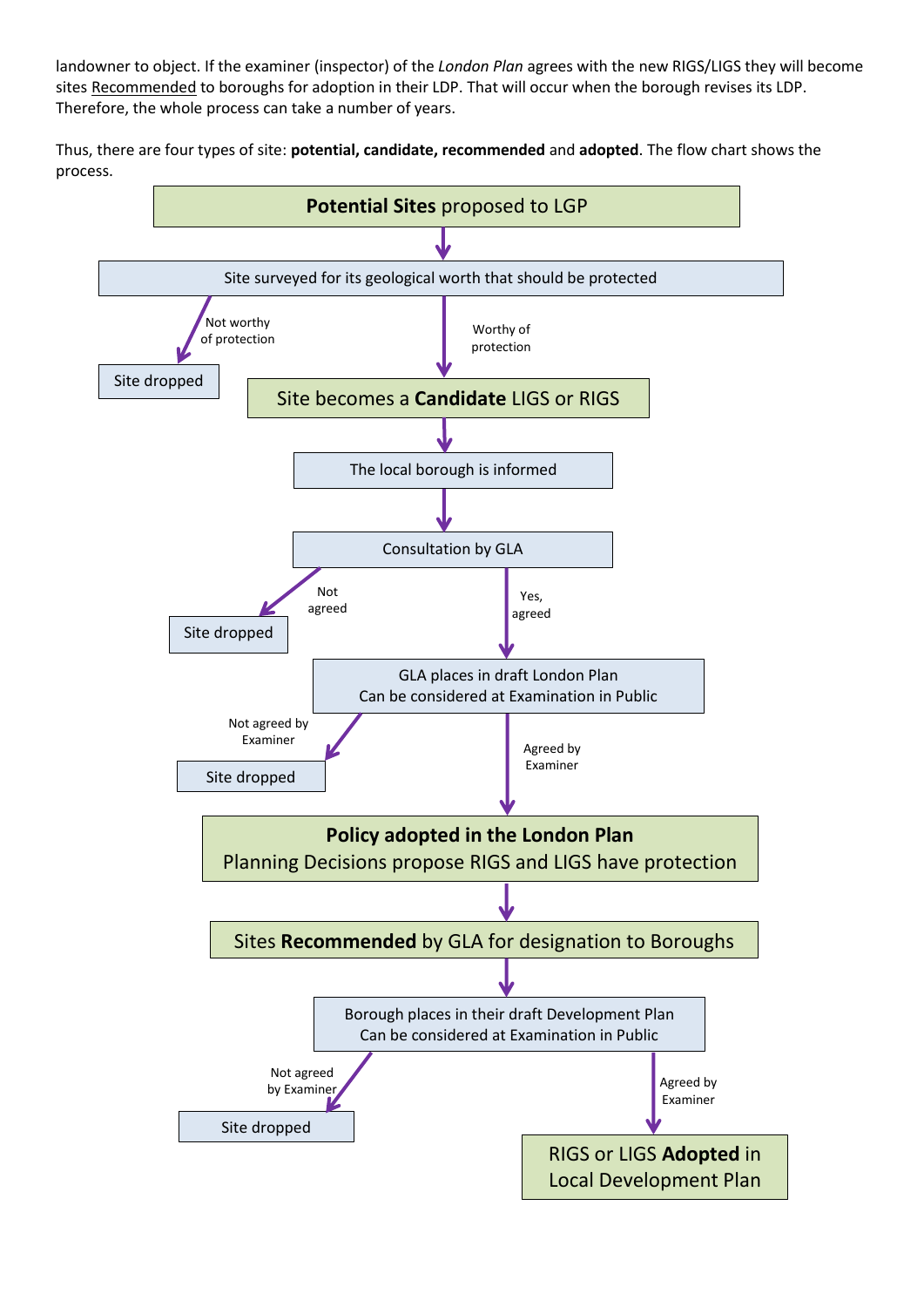landowner to object. If the examiner (inspector) of the *London Plan* agrees with the new RIGS/LIGS they will become sites Recommended to boroughs for adoption in their LDP. That will occur when the borough revises its LDP. Therefore, the whole process can take a number of years.

Thus, there are four types of site: **potential, candidate, recommended** and **adopted**. The flow chart shows the process.

**Potential Sites** proposed to LGP

Site surveyed for its geological worth that should be protected

Not worthy of protection

Site dropped

Worthy of protection

Site becomes a **Candidate** LIGS or RIGS

The local borough is informed

Consultation by GLA

Not agreed

Site dropped

Yes, agreed

GLA places in draft London Plan
Can be considered at Examination in Public

Not agreed by Examiner

Site dropped

Agreed by Examiner

**Policy adopted in the London Plan**
Planning Decisions propose RIGS and LIGS have protection

Sites **Recommended** by GLA for designation to Boroughs

Borough places in their draft Development Plan
Can be considered at Examination in Public

Not agreed by Examiner

Site dropped

Agreed by Examiner

RIGS or LIGS **Adopted** in Local Development Plan